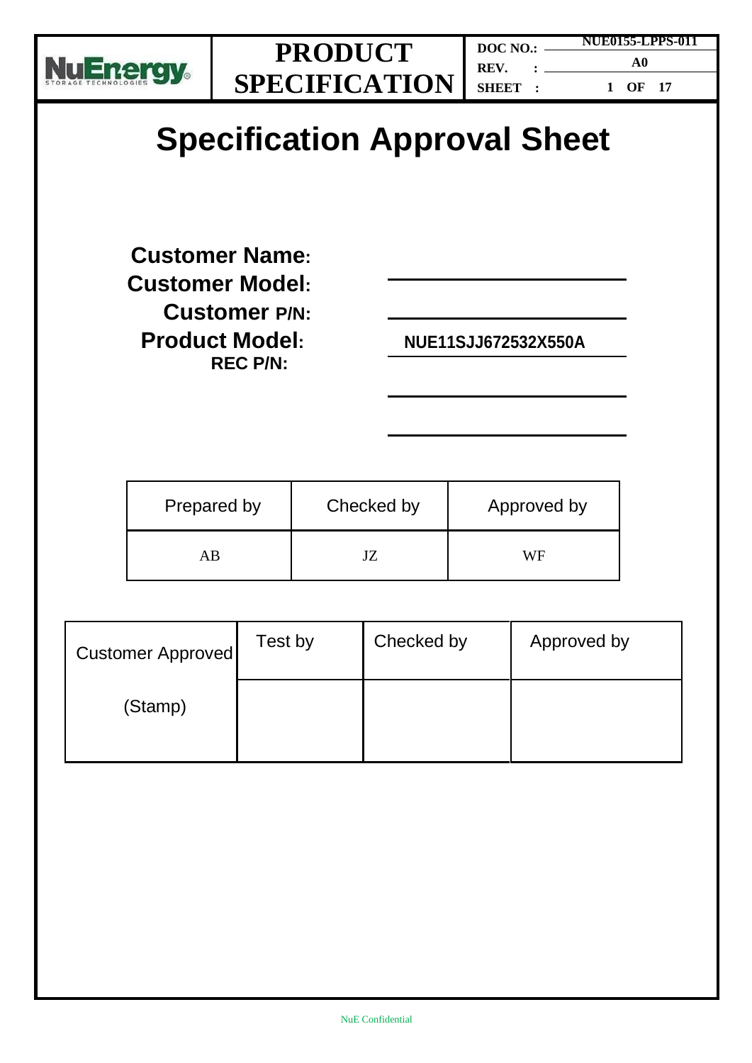# Specification Approval Sheet

**Customer Name:** ____________________

**Customer Model:** ____________________

**Customer P/N:** ____________________

**Product Model:** NUE11SJJ672532X550A

**REC P/N:** ____________________

| Prepared by | Checked by | Approved by |
|---|---|---|
| AB | JZ | WF |

| Customer Approved | Test by | Checked by | Approved by |
|---|---|---|---|
| (Stamp) | | | |

NuE Confidential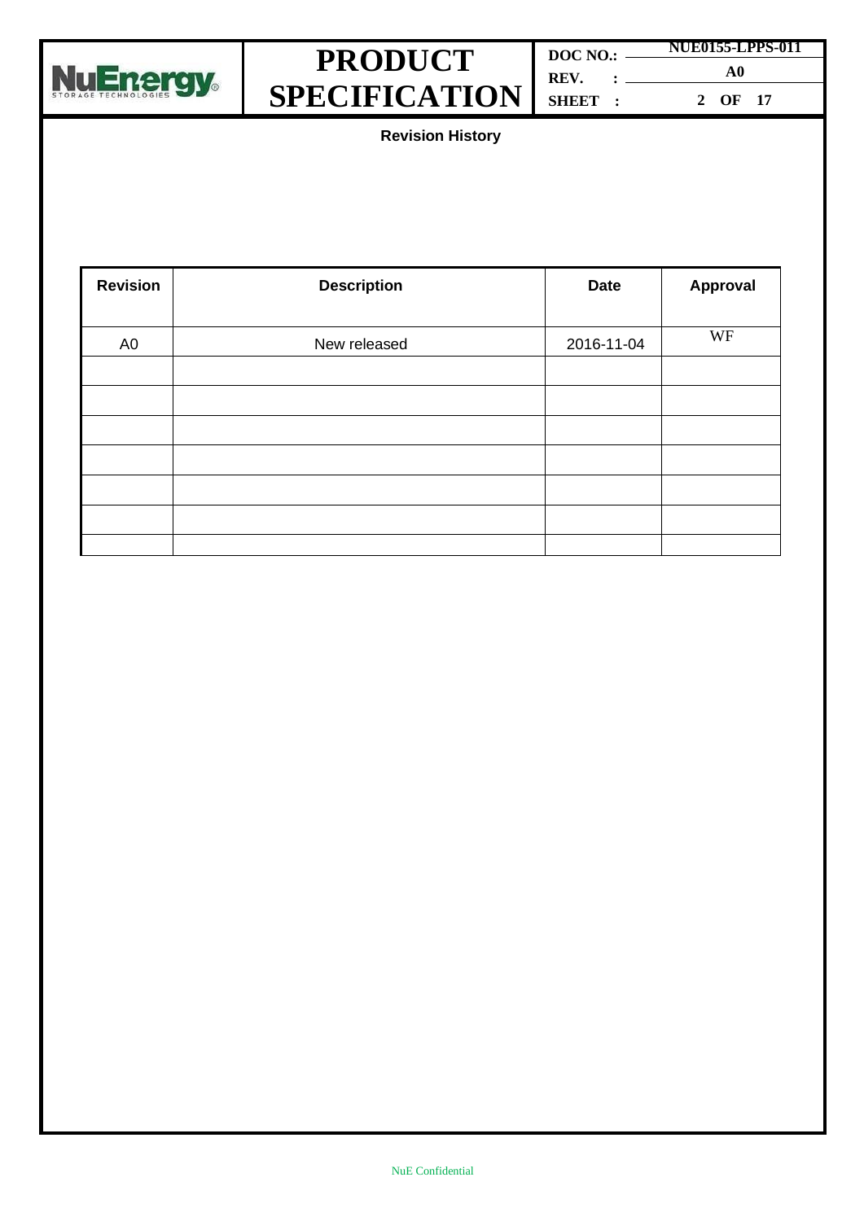## Revision History

| Revision | Description | Date | Approval |
|---|---|---|---|
| A0 | New released | 2016-11-04 | WF |
| | | | |
| | | | |
| | | | |
| | | | |
| | | | |
| | | | |
| | | | |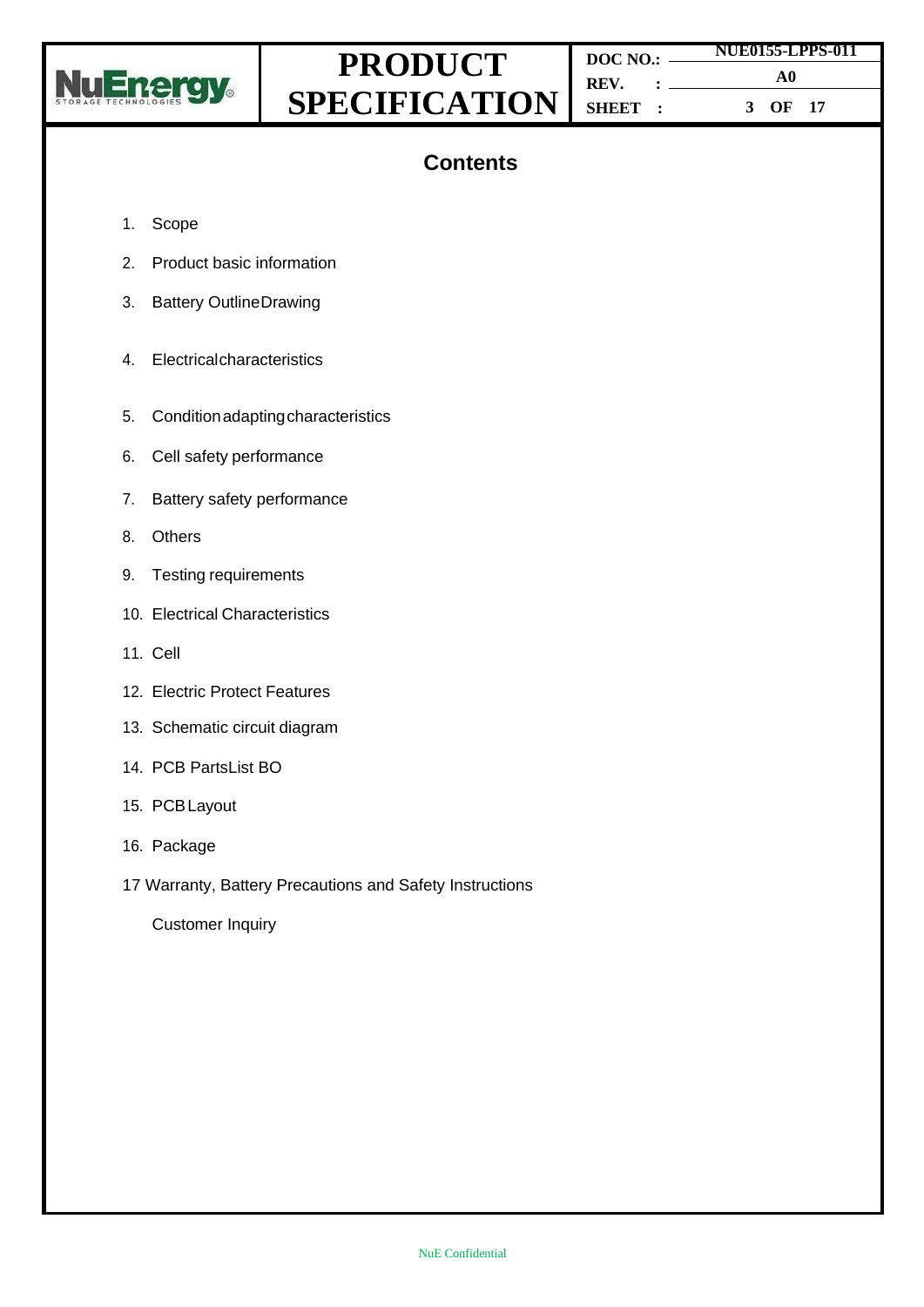# Contents

1. Scope
2. Product basic information
3. Battery OutlineDrawing
4. Electricalcharacteristics
5. Conditionadaptingcharacteristics
6. Cell safety performance
7. Battery safety performance
8. Others
9. Testing requirements
10. Electrical Characteristics
11. Cell
12. Electric Protect Features
13. Schematic circuit diagram
14. PCB PartsList BO
15. PCBLayout
16. Package

17 Warranty, Battery Precautions and Safety Instructions

Customer Inquiry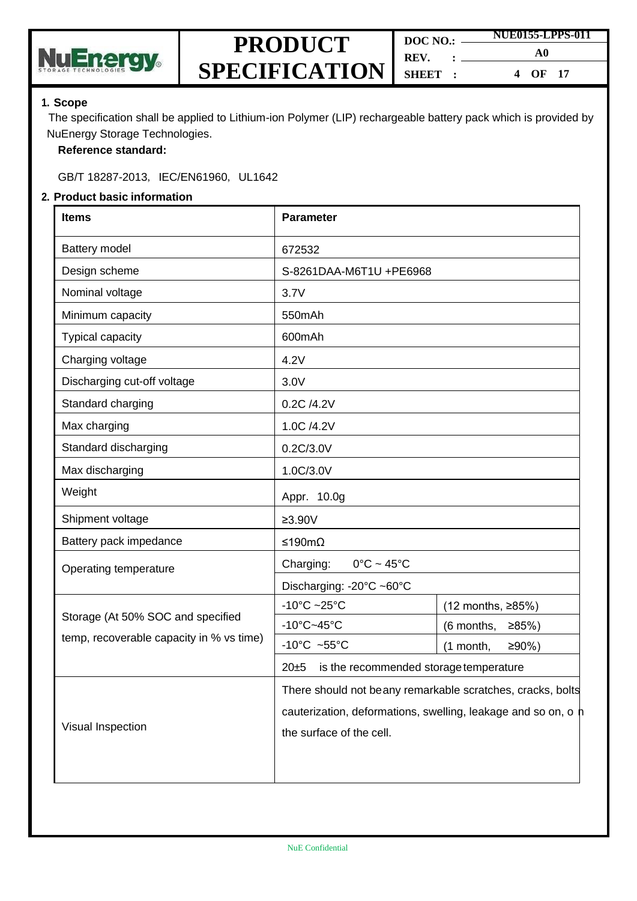## 1. Scope

The specification shall be applied to Lithium-ion Polymer (LIP) rechargeable battery pack which is provided by NuEnergy Storage Technologies.

**Reference standard:**

GB/T 18287-2013, IEC/EN61960, UL1642

## 2. Product basic information

| Items | Parameter | |
|---|---|---|
| Battery model | 672532 | |
| Design scheme | S-8261DAA-M6T1U +PE6968 | |
| Nominal voltage | 3.7V | |
| Minimum capacity | 550mAh | |
| Typical capacity | 600mAh | |
| Charging voltage | 4.2V | |
| Discharging cut-off voltage | 3.0V | |
| Standard charging | 0.2C /4.2V | |
| Max charging | 1.0C /4.2V | |
| Standard discharging | 0.2C/3.0V | |
| Max discharging | 1.0C/3.0V | |
| Weight | Appr. 10.0g | |
| Shipment voltage | ≥3.90V | |
| Battery pack impedance | ≤190mΩ | |
| Operating temperature | Charging: 0°C ~ 45°C | |
| | Discharging: -20°C ~60°C | |
| Storage (At 50% SOC and specified temp, recoverable capacity in % vs time) | -10°C ~25°C | (12 months, ≥85%) |
| | -10°C~45°C | (6 months, ≥85%) |
| | -10°C ~55°C | (1 month, ≥90%) |
| | 20±5 is the recommended storage temperature | |
| Visual Inspection | There should not be any remarkable scratches, cracks, bolts cauterization, deformations, swelling, leakage and so on, on the surface of the cell. | |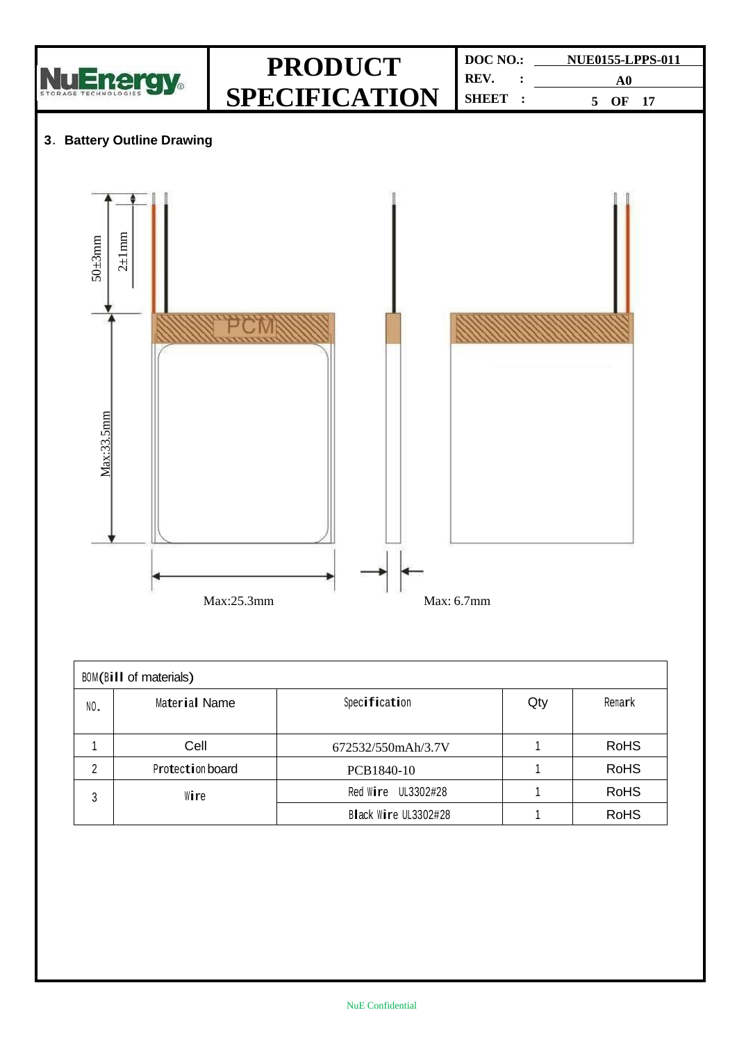## 3. Battery Outline Drawing

50±3mm

2±1mm

PCM

Max:33.5mm

Max:25.3mm

Max: 6.7mm

| BOM(Bill of materials) | | | | |
|---|---|---|---|---|
| NO. | Material Name | Specification | Qty | Remark |
| 1 | Cell | 672532/550mAh/3.7V | 1 | RoHS |
| 2 | Protection board | PCB1840-10 | 1 | RoHS |
| 3 | Wire | Red Wire UL3302#28 | 1 | RoHS |
| | | Black Wire UL3302#28 | 1 | RoHS |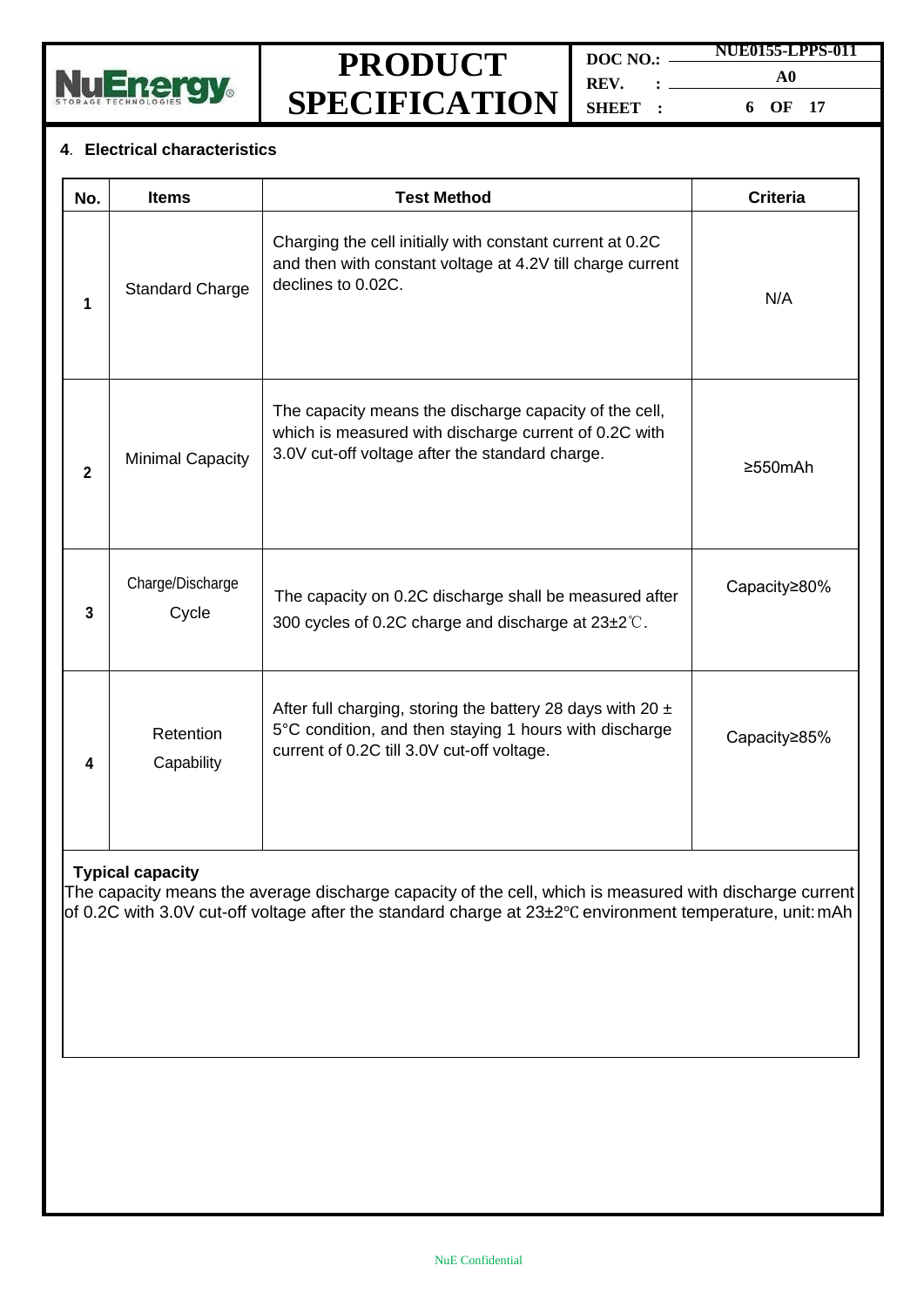## 4. Electrical characteristics

| No. | Items | Test Method | Criteria |
|---|---|---|---|
| 1 | Standard Charge | Charging the cell initially with constant current at 0.2C and then with constant voltage at 4.2V till charge current declines to 0.02C. | N/A |
| 2 | Minimal Capacity | The capacity means the discharge capacity of the cell, which is measured with discharge current of 0.2C with 3.0V cut-off voltage after the standard charge. | ≥550mAh |
| 3 | Charge/Discharge Cycle | The capacity on 0.2C discharge shall be measured after 300 cycles of 0.2C charge and discharge at 23±2℃. | Capacity≥80% |
| 4 | Retention Capability | After full charging, storing the battery 28 days with 20 ± 5°C condition, and then staying 1 hours with discharge current of 0.2C till 3.0V cut-off voltage. | Capacity≥85% |

**Typical capacity**

The capacity means the average discharge capacity of the cell, which is measured with discharge current of 0.2C with 3.0V cut-off voltage after the standard charge at 23±2℃ environment temperature, unit: mAh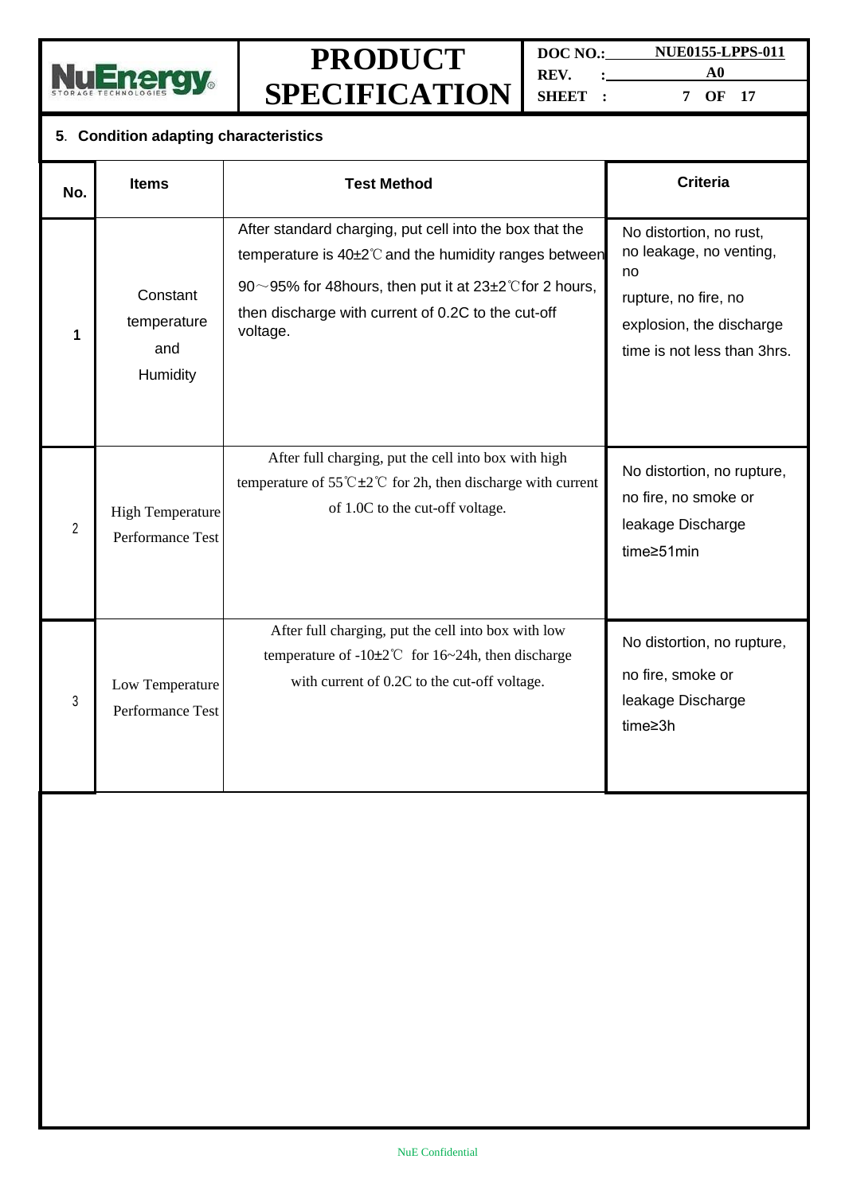## 5. Condition adapting characteristics

| No. | Items | Test Method | Criteria |
|---|---|---|---|
| 1 | Constant temperature and Humidity | After standard charging, put cell into the box that the temperature is 40±2℃ and the humidity ranges between 90～95% for 48hours, then put it at 23±2℃for 2 hours, then discharge with current of 0.2C to the cut-off voltage. | No distortion, no rust, no leakage, no venting, no rupture, no fire, no explosion, the discharge time is not less than 3hrs. |
| 2 | High Temperature Performance Test | After full charging, put the cell into box with high temperature of 55℃±2℃ for 2h, then discharge with current of 1.0C to the cut-off voltage. | No distortion, no rupture, no fire, no smoke or leakage Discharge time≥51min |
| 3 | Low Temperature Performance Test | After full charging, put the cell into box with low temperature of -10±2℃ for 16~24h, then discharge with current of 0.2C to the cut-off voltage. | No distortion, no rupture, no fire, smoke or leakage Discharge time≥3h |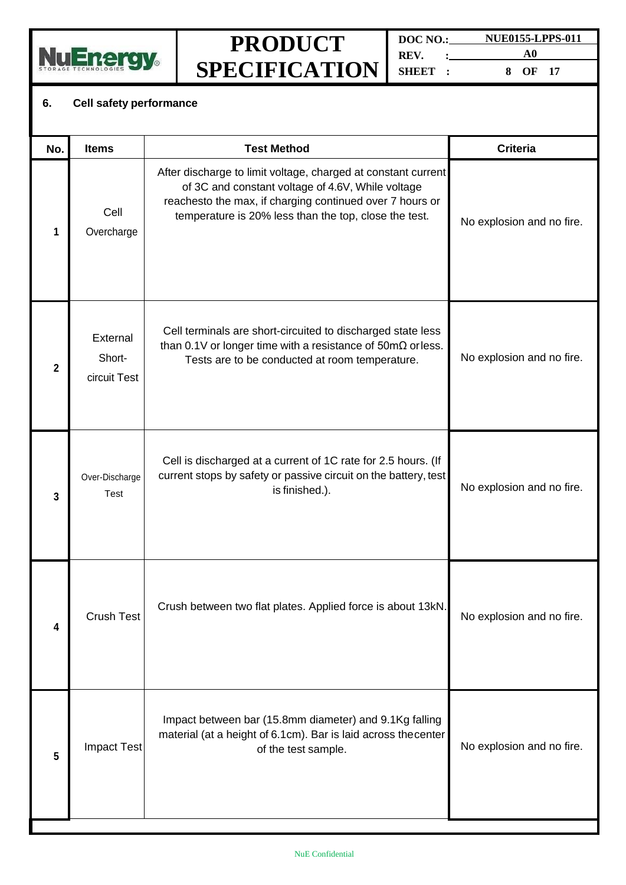## 6. Cell safety performance

| No. | Items | Test Method | Criteria |
|---|---|---|---|
| 1 | Cell Overcharge | After discharge to limit voltage, charged at constant current of 3C and constant voltage of 4.6V, While voltage reachesto the max, if charging continued over 7 hours or temperature is 20% less than the top, close the test. | No explosion and no fire. |
| 2 | External Short-circuit Test | Cell terminals are short-circuited to discharged state less than 0.1V or longer time with a resistance of 50mΩ orless. Tests are to be conducted at room temperature. | No explosion and no fire. |
| 3 | Over-Discharge Test | Cell is discharged at a current of 1C rate for 2.5 hours. (If current stops by safety or passive circuit on the battery, test is finished.). | No explosion and no fire. |
| 4 | Crush Test | Crush between two flat plates. Applied force is about 13kN. | No explosion and no fire. |
| 5 | Impact Test | Impact between bar (15.8mm diameter) and 9.1Kg falling material (at a height of 6.1cm). Bar is laid across thecenter of the test sample. | No explosion and no fire. |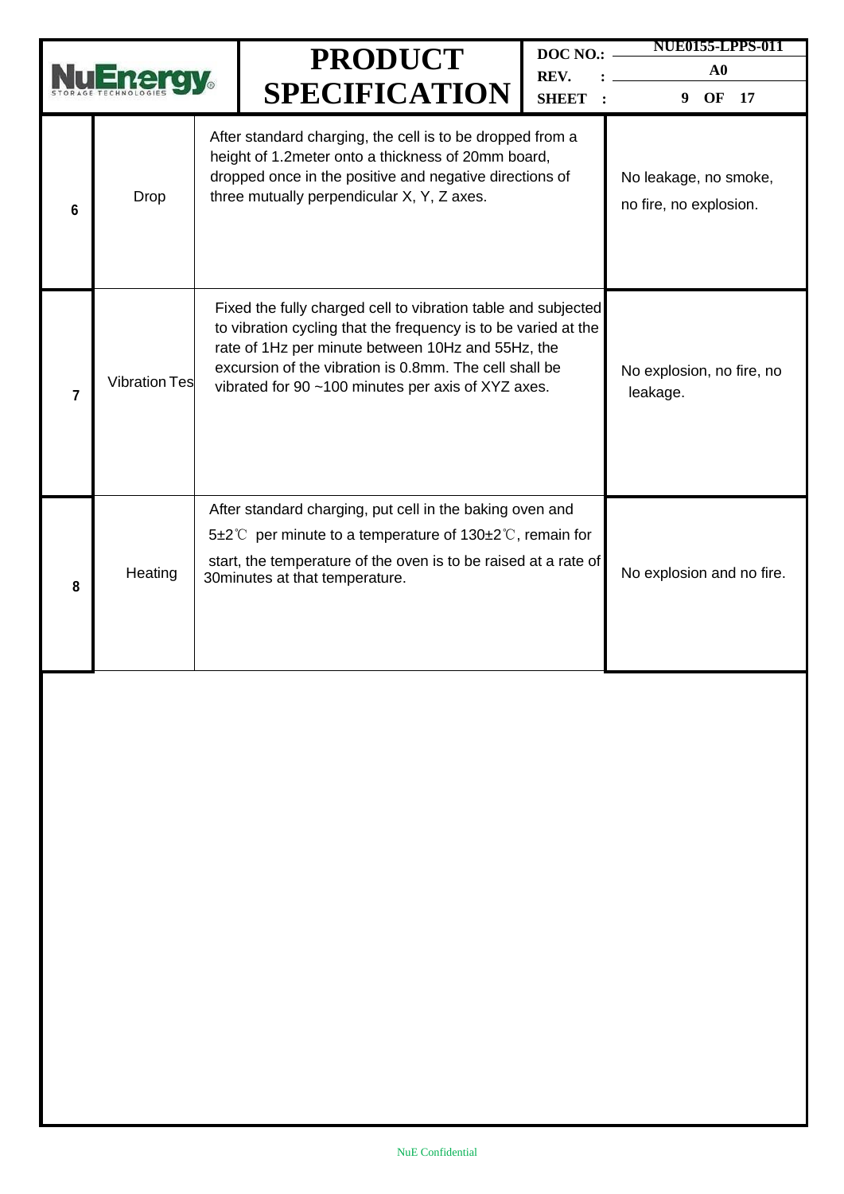| | | | |
|---|---|---|---|
| 6 | Drop | After standard charging, the cell is to be dropped from a height of 1.2meter onto a thickness of 20mm board, dropped once in the positive and negative directions of three mutually perpendicular X, Y, Z axes. | No leakage, no smoke, no fire, no explosion. |
| 7 | Vibration Tes | Fixed the fully charged cell to vibration table and subjected to vibration cycling that the frequency is to be varied at the rate of 1Hz per minute between 10Hz and 55Hz, the excursion of the vibration is 0.8mm. The cell shall be vibrated for 90 ~100 minutes per axis of XYZ axes. | No explosion, no fire, no leakage. |
| 8 | Heating | After standard charging, put cell in the baking oven and start, the temperature of the oven is to be raised at a rate of 5±2℃ per minute to a temperature of 130±2℃, remain for 30minutes at that temperature. | No explosion and no fire. |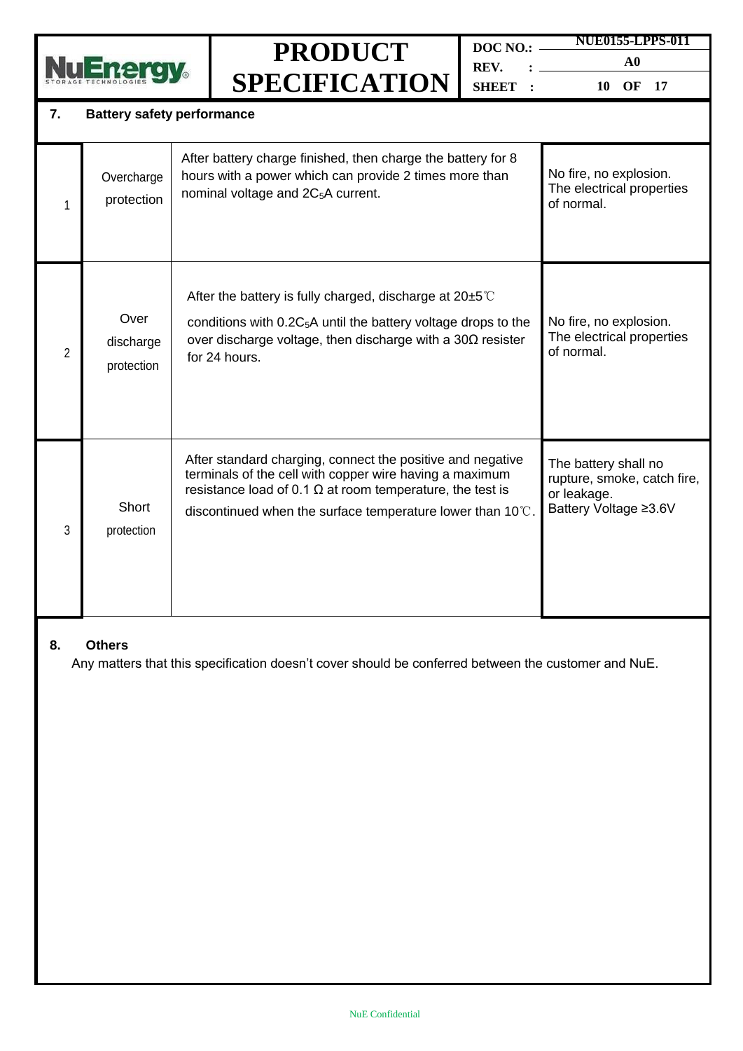## 7. Battery safety performance

| | | | |
|---|---|---|---|
| 1 | Overcharge protection | After battery charge finished, then charge the battery for 8 hours with a power which can provide 2 times more than nominal voltage and $2C_5A$ current. | No fire, no explosion. The electrical properties of normal. |
| 2 | Over discharge protection | After the battery is fully charged, discharge at 20±5℃ conditions with $0.2C_5A$ until the battery voltage drops to the over discharge voltage, then discharge with a 30Ω resister for 24 hours. | No fire, no explosion. The electrical properties of normal. |
| 3 | Short protection | After standard charging, connect the positive and negative terminals of the cell with copper wire having a maximum resistance load of 0.1 Ω at room temperature, the test is discontinued when the surface temperature lower than 10℃. | The battery shall no rupture, smoke, catch fire, or leakage. Battery Voltage ≥3.6V |

## 8. Others

Any matters that this specification doesn't cover should be conferred between the customer and NuE.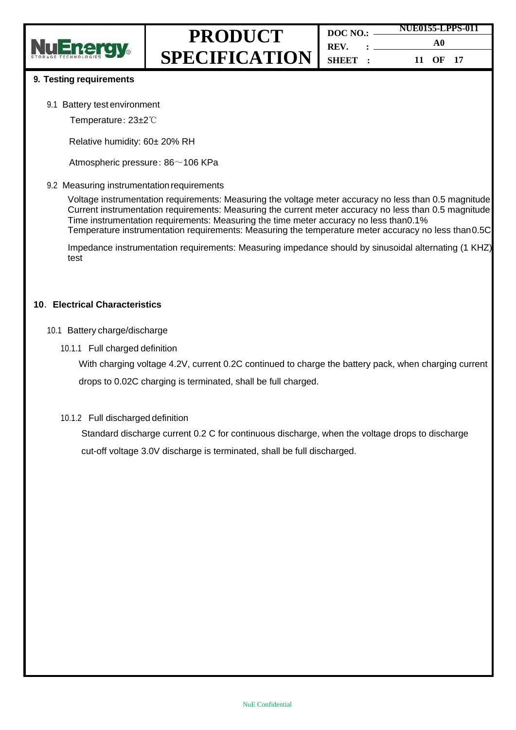## 9. Testing requirements

9.1 Battery test environment

Temperature: 23±2℃

Relative humidity: 60± 20% RH

Atmospheric pressure: 86～106 KPa

9.2 Measuring instrumentation requirements

Voltage instrumentation requirements: Measuring the voltage meter accuracy no less than 0.5 magnitude
Current instrumentation requirements: Measuring the current meter accuracy no less than 0.5 magnitude
Time instrumentation requirements: Measuring the time meter accuracy no less than0.1%
Temperature instrumentation requirements: Measuring the temperature meter accuracy no less than0.5C

Impedance instrumentation requirements: Measuring impedance should by sinusoidal alternating (1 KHZ) test

## 10. Electrical Characteristics

10.1 Battery charge/discharge

10.1.1 Full charged definition

With charging voltage 4.2V, current 0.2C continued to charge the battery pack, when charging current drops to 0.02C charging is terminated, shall be full charged.

10.1.2 Full discharged definition

Standard discharge current 0.2 C for continuous discharge, when the voltage drops to discharge cut-off voltage 3.0V discharge is terminated, shall be full discharged.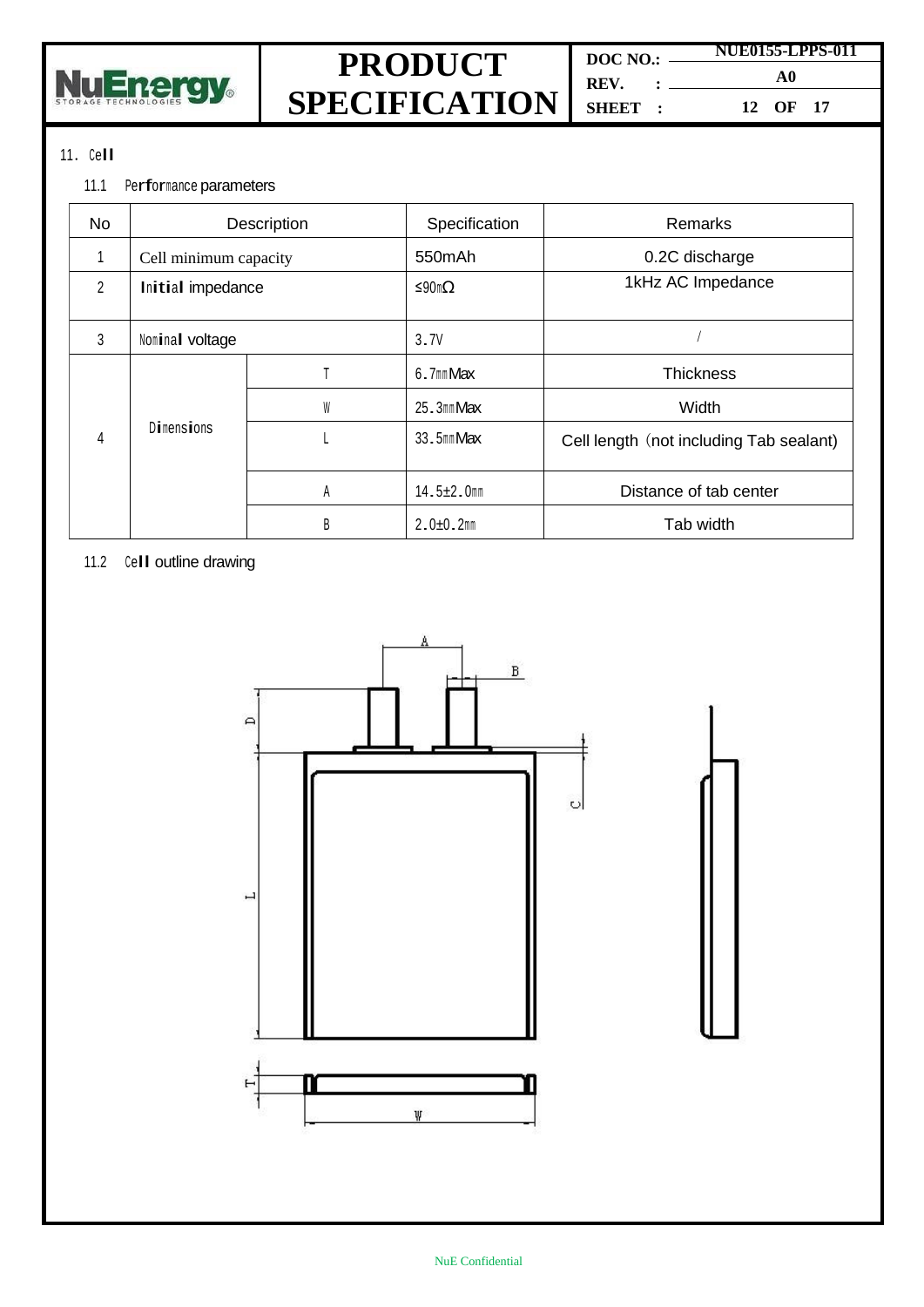## 11. Cell

### 11.1 Performance parameters

| No | Description | | Specification | Remarks |
|---|---|---|---|---|
| 1 | Cell minimum capacity | | 550mAh | 0.2C discharge |
| 2 | Initial impedance | | ≤90mΩ | 1kHz AC Impedance |
| 3 | Nominal voltage | | 3.7V | / |
| 4 | Dimensions | T | 6.7mm Max | Thickness |
| | | W | 25.3mm Max | Width |
| | | L | 33.5mm Max | Cell length (not including Tab sealant) |
| | | A | 14.5±2.0mm | Distance of tab center |
| | | B | 2.0±0.2mm | Tab width |

### 11.2 Cell outline drawing

A B D C L T W

NuE Confidential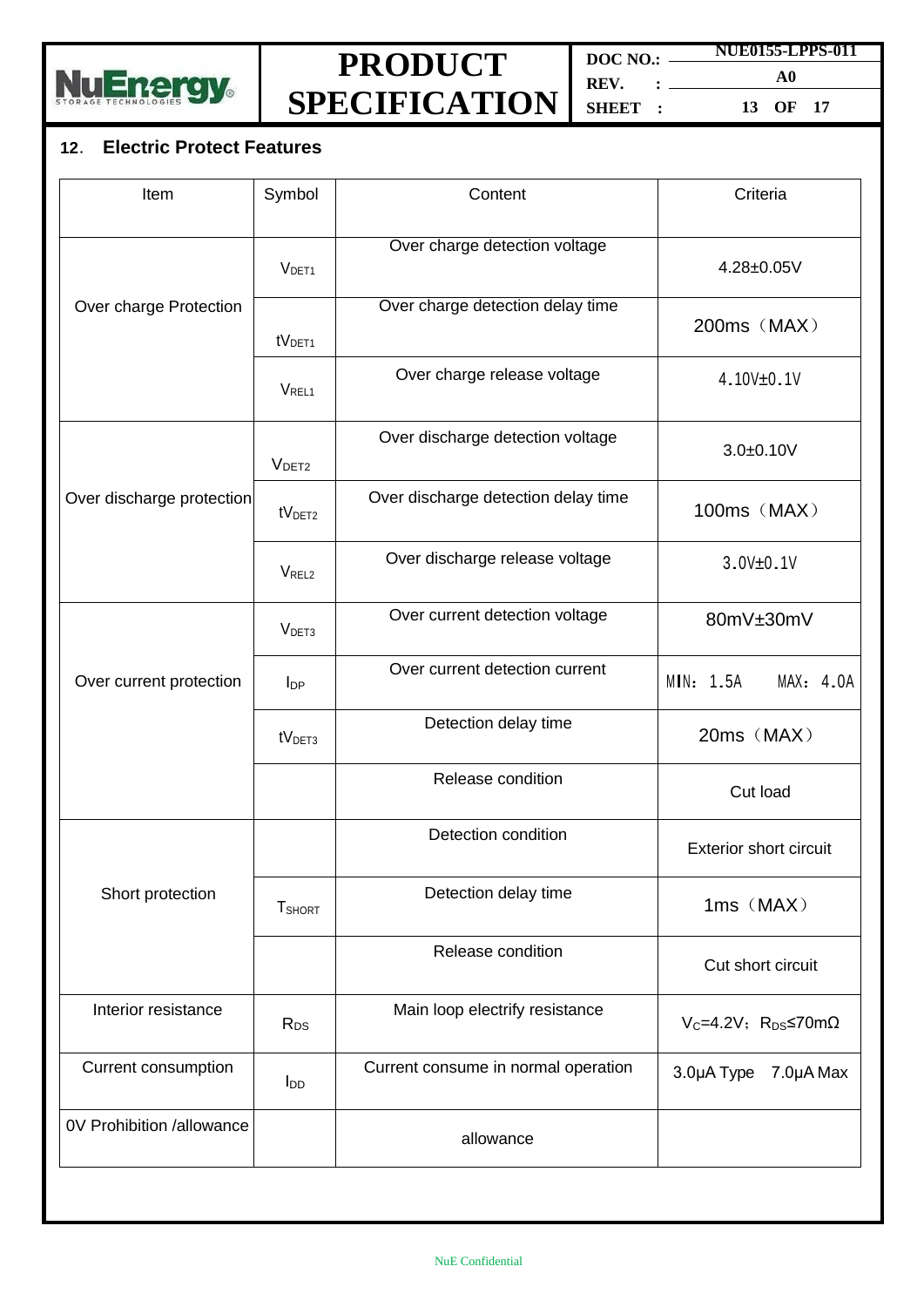## 12. Electric Protect Features

| Item | Symbol | Content | Criteria |
|---|---|---|---|
| Over charge Protection | $V_{DET1}$ | Over charge detection voltage | 4.28±0.05V |
| | $tV_{DET1}$ | Over charge detection delay time | 200ms（MAX） |
| | $V_{REL1}$ | Over charge release voltage | 4.10V±0.1V |
| Over discharge protection | $V_{DET2}$ | Over discharge detection voltage | 3.0±0.10V |
| | $tV_{DET2}$ | Over discharge detection delay time | 100ms（MAX） |
| | $V_{REL2}$ | Over discharge release voltage | 3.0V±0.1V |
| Over current protection | $V_{DET3}$ | Over current detection voltage | 80mV±30mV |
| | $I_{DP}$ | Over current detection current | MIN：1.5A　MAX：4.0A |
| | $tV_{DET3}$ | Detection delay time | 20ms（MAX） |
| | | Release condition | Cut load |
| Short protection | | Detection condition | Exterior short circuit |
| | $T_{SHORT}$ | Detection delay time | 1ms（MAX） |
| | | Release condition | Cut short circuit |
| Interior resistance | $R_{DS}$ | Main loop electrify resistance | $V_C$=4.2V；$R_{DS}$≤70mΩ |
| Current consumption | $I_{DD}$ | Current consume in normal operation | 3.0μA Type　7.0μA Max |
| 0V Prohibition /allowance | | allowance | |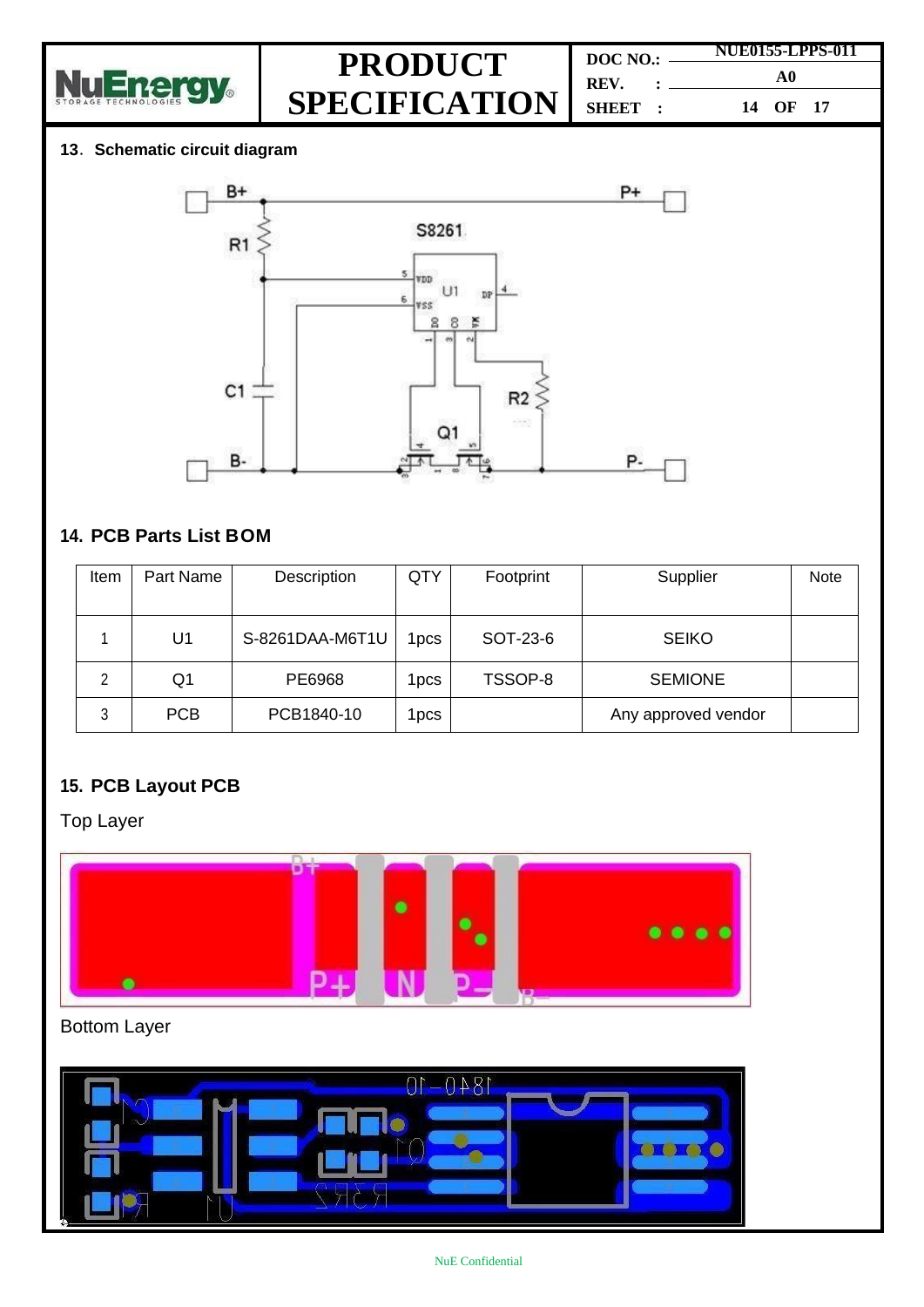## 13. Schematic circuit diagram

## 14. PCB Parts List BOM

| Item | Part Name | Description | QTY | Footprint | Supplier | Note |
|---|---|---|---|---|---|---|
| 1 | U1 | S-8261DAA-M6T1U | 1pcs | SOT-23-6 | SEIKO | |
| 2 | Q1 | PE6968 | 1pcs | TSSOP-8 | SEMIONE | |
| 3 | PCB | PCB1840-10 | 1pcs | | Any approved vendor | |

## 15. PCB Layout PCB

Top Layer

Bottom Layer

NuE Confidential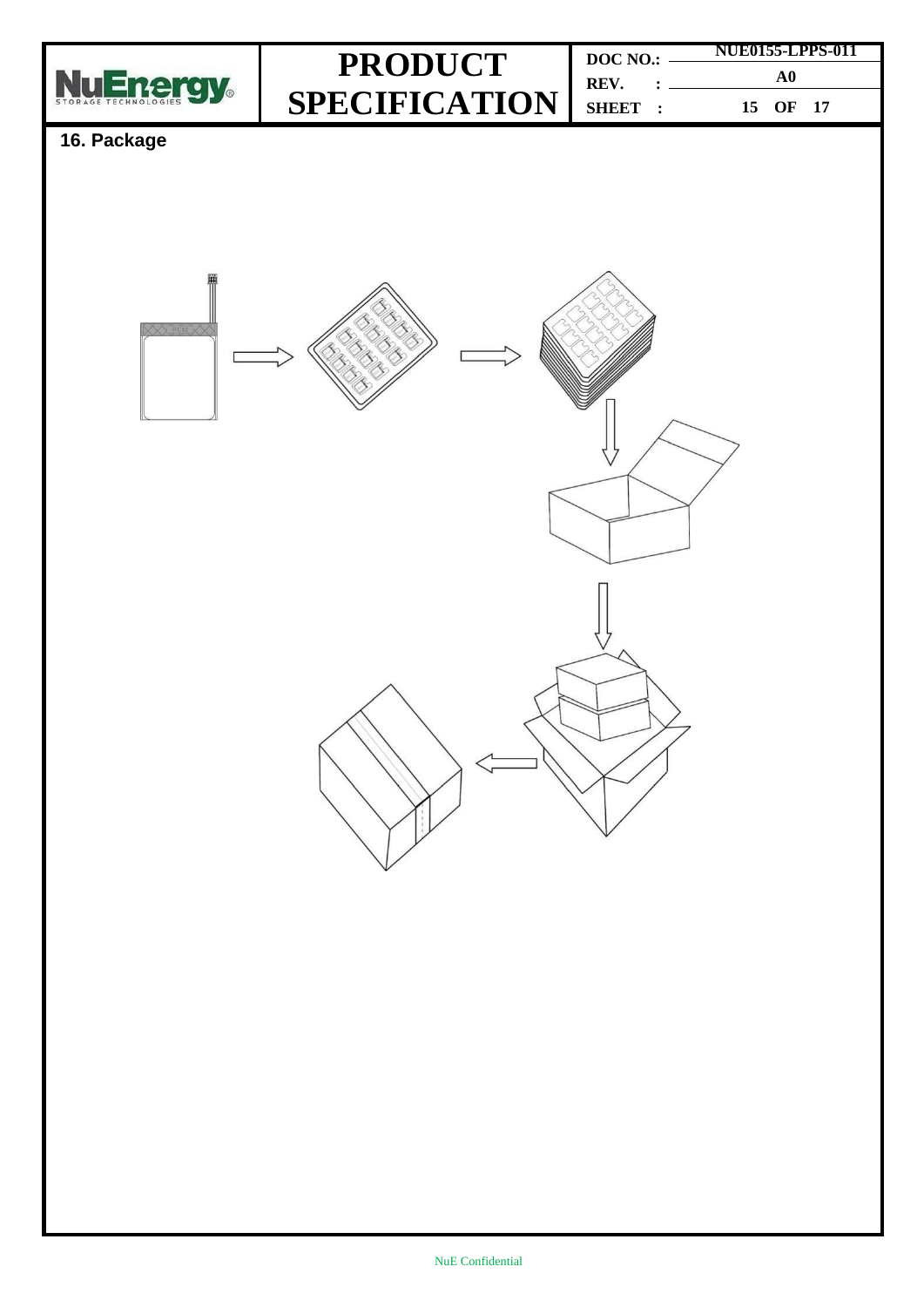## 16. Package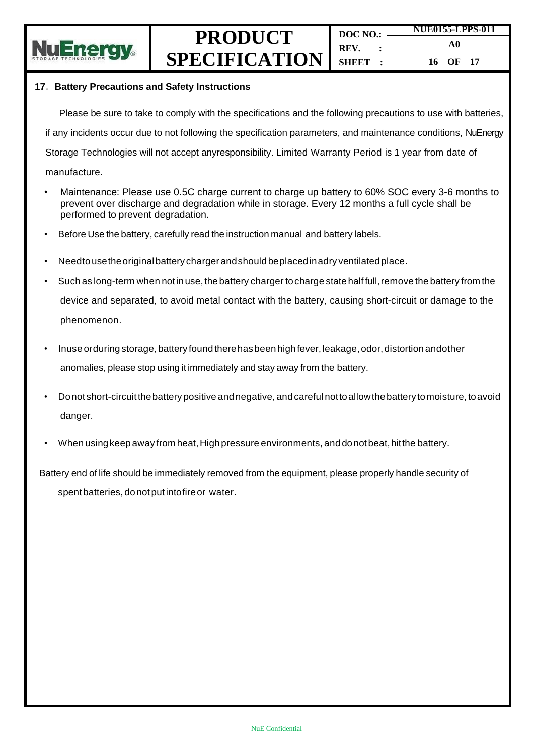## 17. Battery Precautions and Safety Instructions

Please be sure to take to comply with the specifications and the following precautions to use with batteries, if any incidents occur due to not following the specification parameters, and maintenance conditions, NuEnergy Storage Technologies will not accept anyresponsibility. Limited Warranty Period is 1 year from date of manufacture.

- Maintenance: Please use 0.5C charge current to charge up battery to 60% SOC every 3-6 months to prevent over discharge and degradation while in storage. Every 12 months a full cycle shall be performed to prevent degradation.
- Before Use the battery, carefully read the instruction manual and battery labels.
- Needtousetheoriginalbatterychargerandshouldbeplacedinadryventilatedplace.
- Such as long-term when notin use, the battery charger to charge state half full, remove the battery from the device and separated, to avoid metal contact with the battery, causing short-circuit or damage to the phenomenon.
- Inuse orduring storage, battery found there has been high fever, leakage, odor, distortion andother anomalies, please stop using it immediately and stay away from the battery.
- Donot short-circuit the battery positive and negative, and careful notto allow the battery to moisture, to avoid danger.
- When using keep away from heat, High pressure environments, and do not beat, hitthe battery.

Battery end of life should be immediately removed from the equipment, please properly handle security of spent batteries, do not put intofire or water.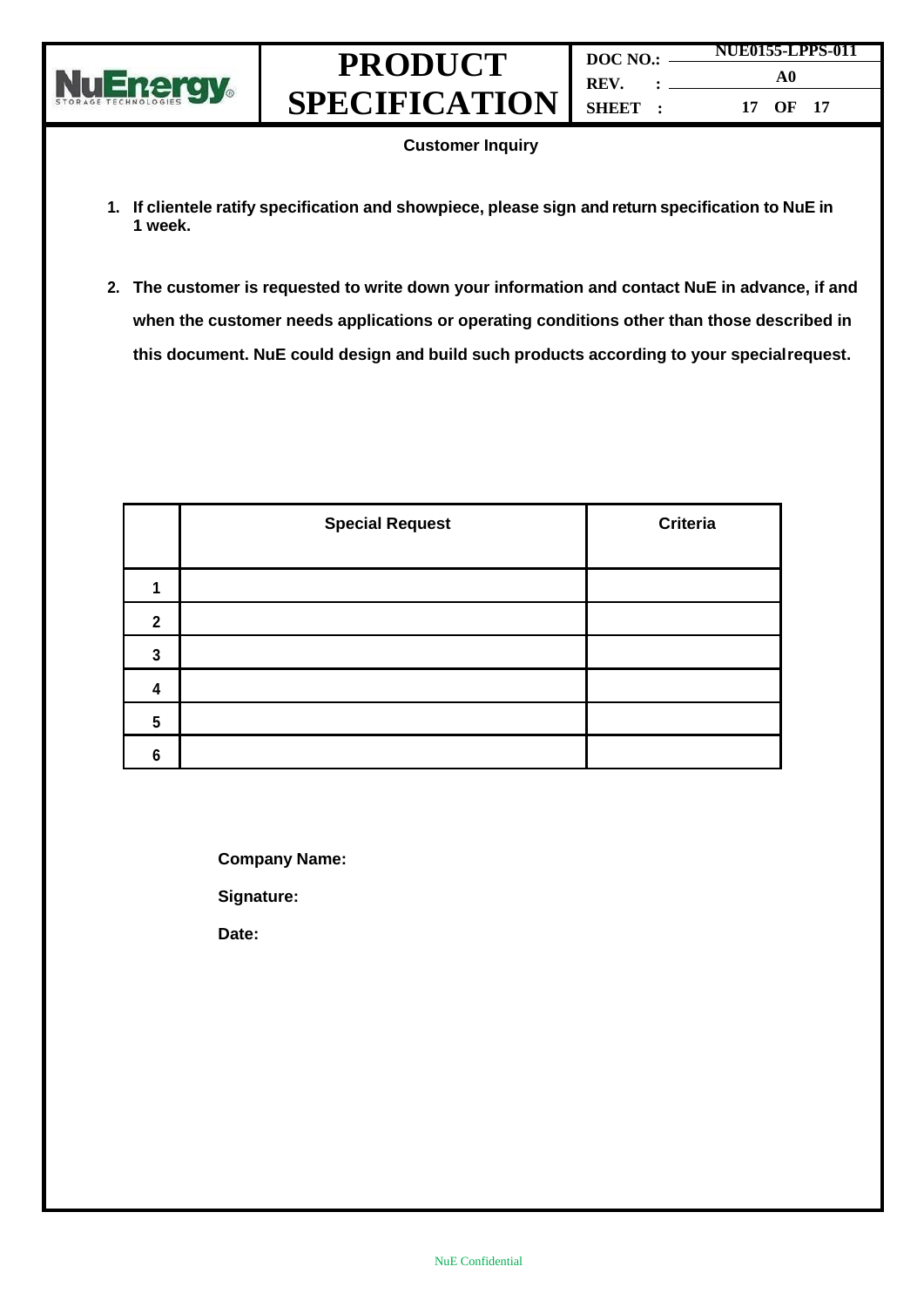## Customer Inquiry

1. **If clientele ratify specification and showpiece, please sign and return specification to NuE in 1 week.**

2. **The customer is requested to write down your information and contact NuE in advance, if and when the customer needs applications or operating conditions other than those described in this document. NuE could design and build such products according to your special request.**

| | Special Request | Criteria |
|---|---|---|
| 1 | | |
| 2 | | |
| 3 | | |
| 4 | | |
| 5 | | |
| 6 | | |

**Company Name:**

**Signature:**

**Date:**